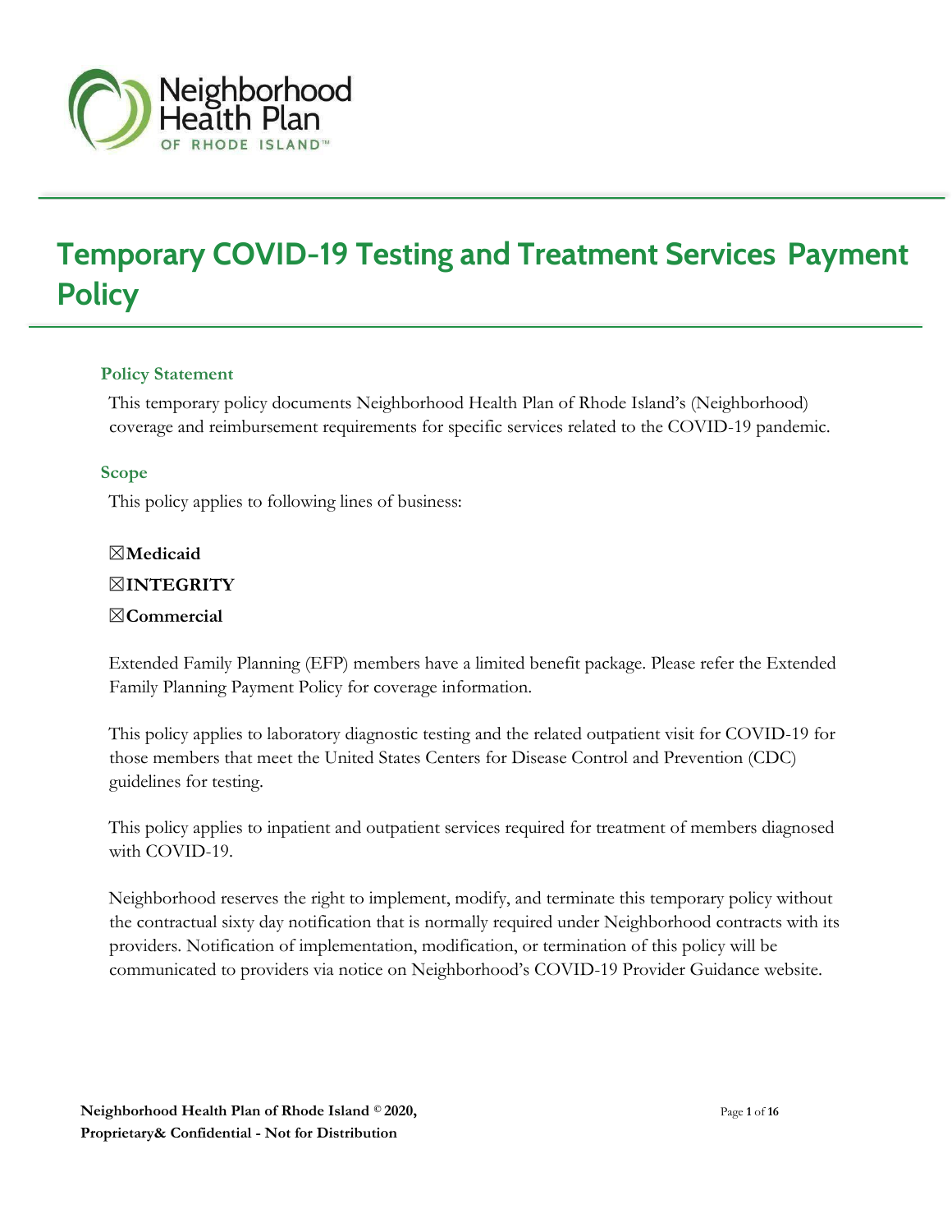# Temporary COVID-19 Testing and Treatment Services Payment Policy

## Policy Statement

This temporary policy documents Neighborhood Health Plan of Rhode Island's (Neighborhood) coverage and reimbursement requirements for specific services related to the COVID-19 pandemic.

## Scope

This policy applies to following lines of business:

☒**Medicaid**

☒**INTEGRITY**

☒**Commercial**

Extended Family Planning (EFP) members have a limited benefit package. Please refer the Extended Family Planning Payment Policy for coverage information.

This policy applies to laboratory diagnostic testing and the related outpatient visit for COVID-19 for those members that meet the United States Centers for Disease Control and Prevention (CDC) guidelines for testing.

This policy applies to inpatient and outpatient services required for treatment of members diagnosed with COVID-19.

Neighborhood reserves the right to implement, modify, and terminate this temporary policy without the contractual sixty day notification that is normally required under Neighborhood contracts with its providers. Notification of implementation, modification, or termination of this policy will be communicated to providers via notice on Neighborhood's COVID-19 Provider Guidance website.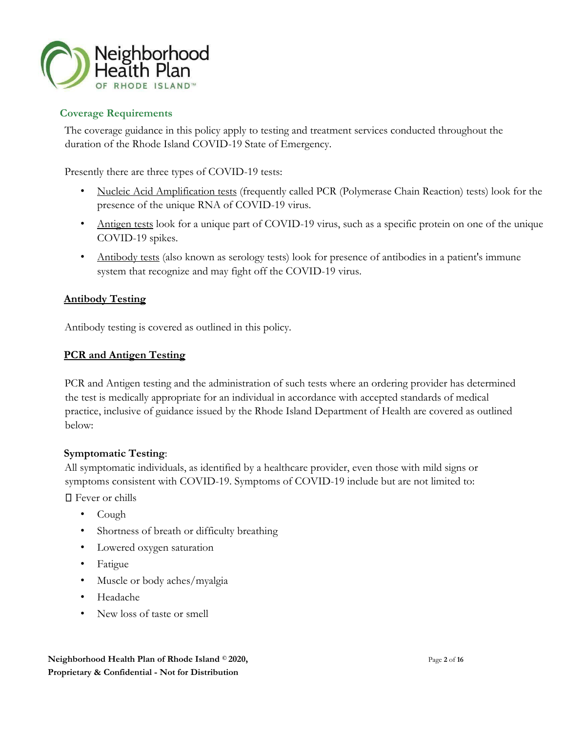## Coverage Requirements

The coverage guidance in this policy apply to testing and treatment services conducted throughout the duration of the Rhode Island COVID-19 State of Emergency.

Presently there are three types of COVID-19 tests:

- Nucleic Acid Amplification tests (frequently called PCR (Polymerase Chain Reaction) tests) look for the presence of the unique RNA of COVID-19 virus.
- Antigen tests look for a unique part of COVID-19 virus, such as a specific protein on one of the unique COVID-19 spikes.
- Antibody tests (also known as serology tests) look for presence of antibodies in a patient's immune system that recognize and may fight off the COVID-19 virus.

### Antibody Testing

Antibody testing is covered as outlined in this policy.

### PCR and Antigen Testing

PCR and Antigen testing and the administration of such tests where an ordering provider has determined the test is medically appropriate for an individual in accordance with accepted standards of medical practice, inclusive of guidance issued by the Rhode Island Department of Health are covered as outlined below:

**Symptomatic Testing**:
All symptomatic individuals, as identified by a healthcare provider, even those with mild signs or symptoms consistent with COVID-19. Symptoms of COVID-19 include but are not limited to:

- Fever or chills
- Cough
- Shortness of breath or difficulty breathing
- Lowered oxygen saturation
- Fatigue
- Muscle or body aches/myalgia
- Headache
- New loss of taste or smell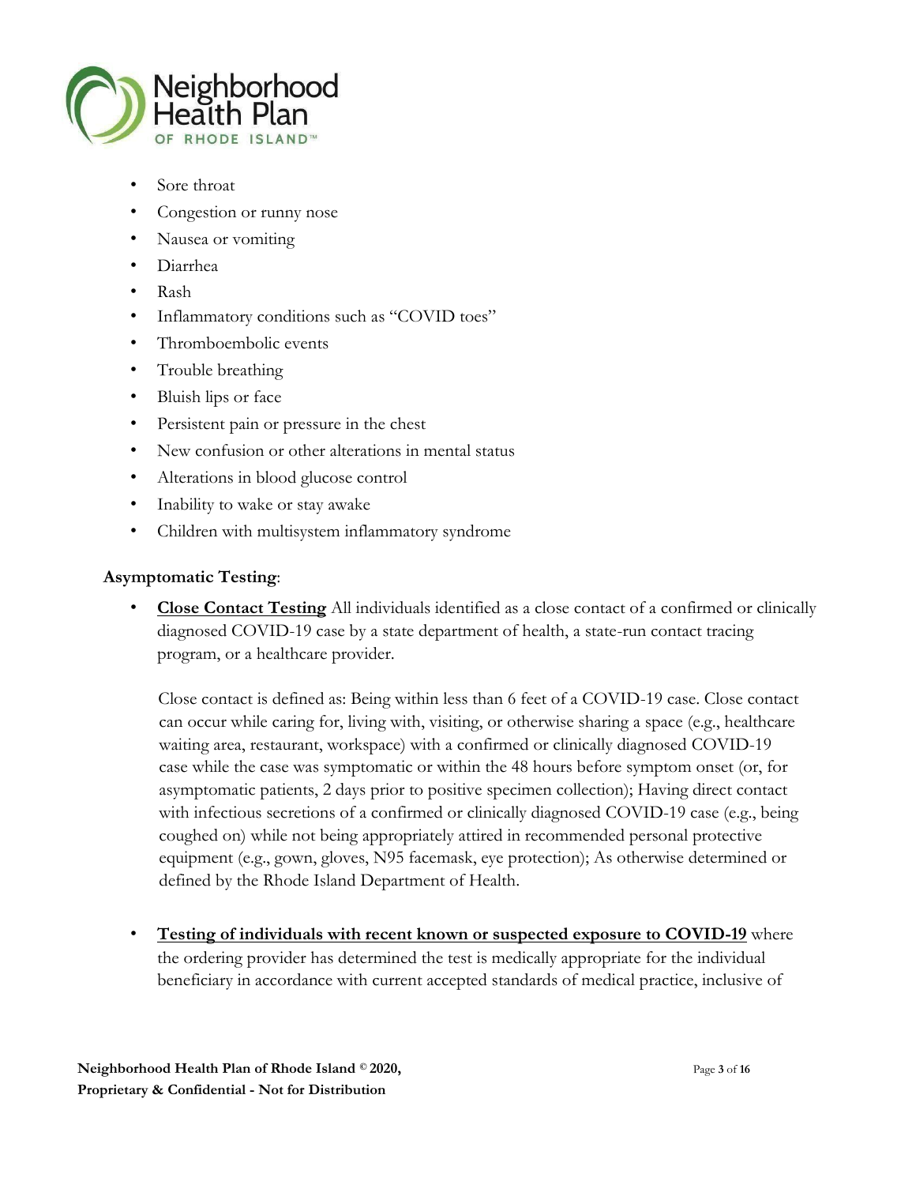- Sore throat
- Congestion or runny nose
- Nausea or vomiting
- Diarrhea
- Rash
- Inflammatory conditions such as "COVID toes"
- Thromboembolic events
- Trouble breathing
- Bluish lips or face
- Persistent pain or pressure in the chest
- New confusion or other alterations in mental status
- Alterations in blood glucose control
- Inability to wake or stay awake
- Children with multisystem inflammatory syndrome

**Asymptomatic Testing**:

- **<u>Close Contact Testing</u>** All individuals identified as a close contact of a confirmed or clinically diagnosed COVID-19 case by a state department of health, a state-run contact tracing program, or a healthcare provider.

  Close contact is defined as: Being within less than 6 feet of a COVID-19 case. Close contact can occur while caring for, living with, visiting, or otherwise sharing a space (e.g., healthcare waiting area, restaurant, workspace) with a confirmed or clinically diagnosed COVID-19 case while the case was symptomatic or within the 48 hours before symptom onset (or, for asymptomatic patients, 2 days prior to positive specimen collection); Having direct contact with infectious secretions of a confirmed or clinically diagnosed COVID-19 case (e.g., being coughed on) while not being appropriately attired in recommended personal protective equipment (e.g., gown, gloves, N95 facemask, eye protection); As otherwise determined or defined by the Rhode Island Department of Health.

- **<u>Testing of individuals with recent known or suspected exposure to COVID-19</u>** where the ordering provider has determined the test is medically appropriate for the individual beneficiary in accordance with current accepted standards of medical practice, inclusive of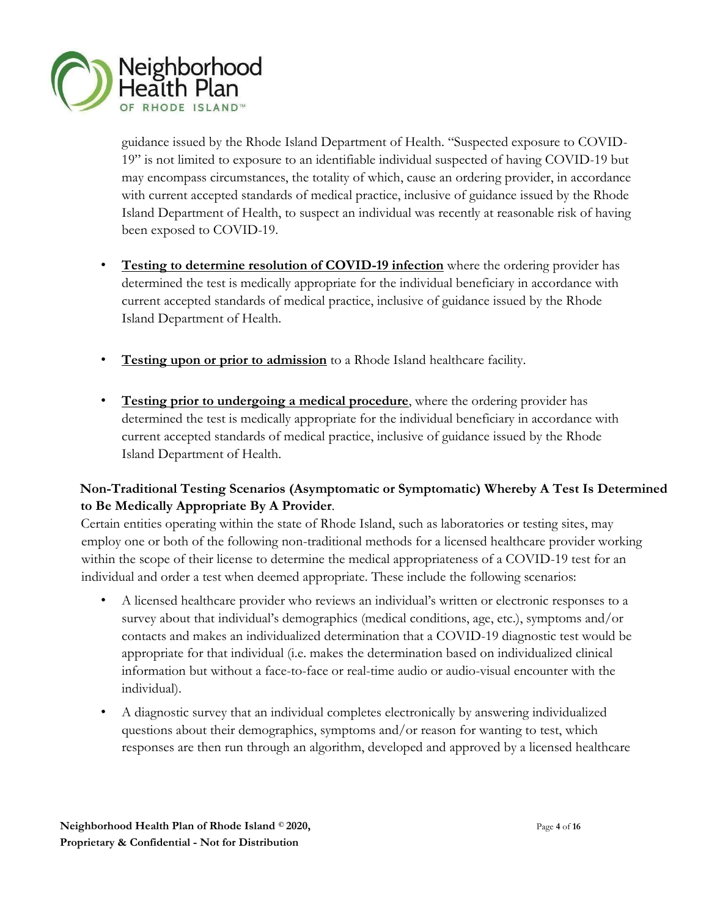guidance issued by the Rhode Island Department of Health. "Suspected exposure to COVID-19" is not limited to exposure to an identifiable individual suspected of having COVID-19 but may encompass circumstances, the totality of which, cause an ordering provider, in accordance with current accepted standards of medical practice, inclusive of guidance issued by the Rhode Island Department of Health, to suspect an individual was recently at reasonable risk of having been exposed to COVID-19.

- **Testing to determine resolution of COVID-19 infection** where the ordering provider has determined the test is medically appropriate for the individual beneficiary in accordance with current accepted standards of medical practice, inclusive of guidance issued by the Rhode Island Department of Health.
- **Testing upon or prior to admission** to a Rhode Island healthcare facility.
- **Testing prior to undergoing a medical procedure**, where the ordering provider has determined the test is medically appropriate for the individual beneficiary in accordance with current accepted standards of medical practice, inclusive of guidance issued by the Rhode Island Department of Health.

**Non-Traditional Testing Scenarios (Asymptomatic or Symptomatic) Whereby A Test Is Determined to Be Medically Appropriate By A Provider**.

Certain entities operating within the state of Rhode Island, such as laboratories or testing sites, may employ one or both of the following non-traditional methods for a licensed healthcare provider working within the scope of their license to determine the medical appropriateness of a COVID-19 test for an individual and order a test when deemed appropriate. These include the following scenarios:

- A licensed healthcare provider who reviews an individual's written or electronic responses to a survey about that individual's demographics (medical conditions, age, etc.), symptoms and/or contacts and makes an individualized determination that a COVID-19 diagnostic test would be appropriate for that individual (i.e. makes the determination based on individualized clinical information but without a face-to-face or real-time audio or audio-visual encounter with the individual).
- A diagnostic survey that an individual completes electronically by answering individualized questions about their demographics, symptoms and/or reason for wanting to test, which responses are then run through an algorithm, developed and approved by a licensed healthcare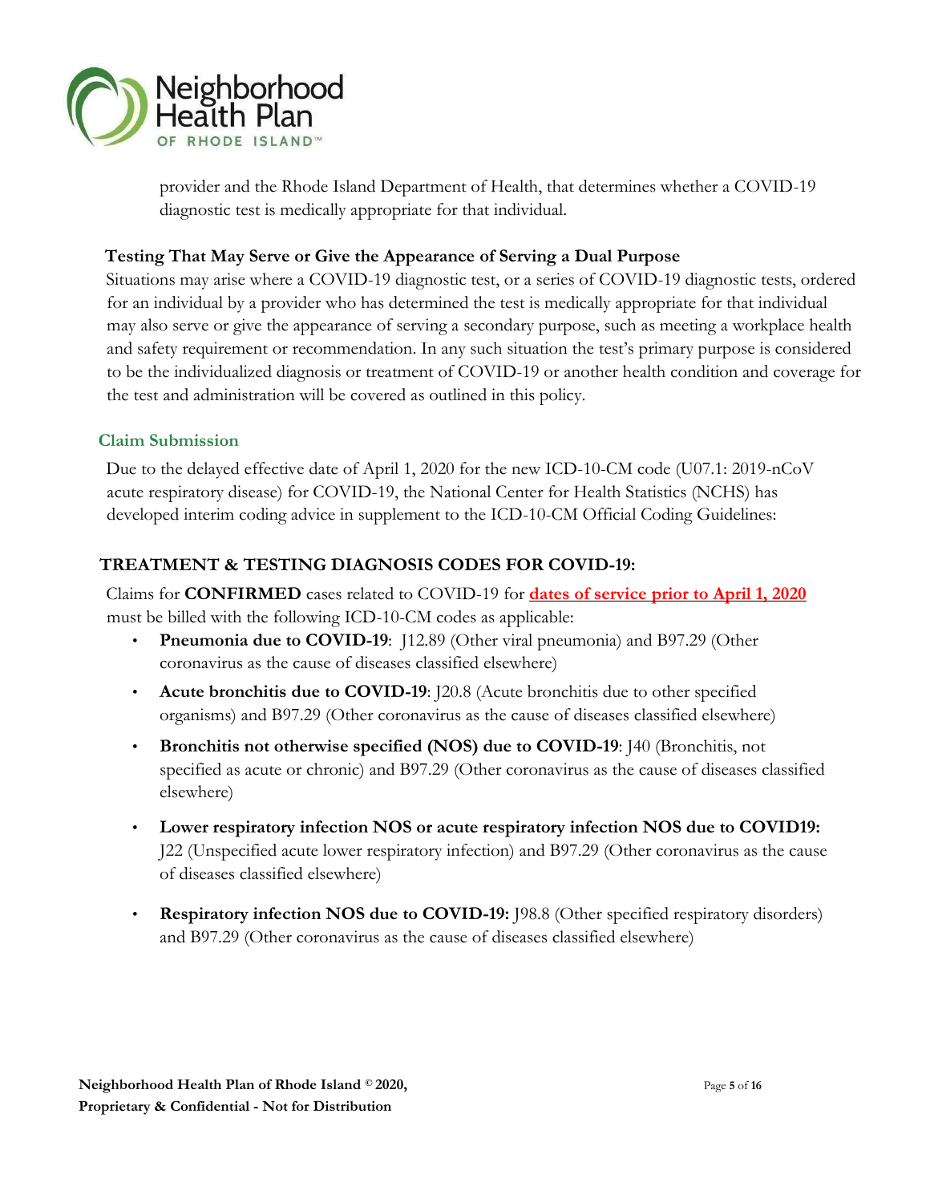provider and the Rhode Island Department of Health, that determines whether a COVID-19 diagnostic test is medically appropriate for that individual.

**Testing That May Serve or Give the Appearance of Serving a Dual Purpose**

Situations may arise where a COVID-19 diagnostic test, or a series of COVID-19 diagnostic tests, ordered for an individual by a provider who has determined the test is medically appropriate for that individual may also serve or give the appearance of serving a secondary purpose, such as meeting a workplace health and safety requirement or recommendation. In any such situation the test's primary purpose is considered to be the individualized diagnosis or treatment of COVID-19 or another health condition and coverage for the test and administration will be covered as outlined in this policy.

### Claim Submission

Due to the delayed effective date of April 1, 2020 for the new ICD-10-CM code (U07.1: 2019-nCoV acute respiratory disease) for COVID-19, the National Center for Health Statistics (NCHS) has developed interim coding advice in supplement to the ICD-10-CM Official Coding Guidelines:

### TREATMENT & TESTING DIAGNOSIS CODES FOR COVID-19:

Claims for **CONFIRMED** cases related to COVID-19 for **dates of service prior to April 1, 2020** must be billed with the following ICD-10-CM codes as applicable:

- **Pneumonia due to COVID-19**: J12.89 (Other viral pneumonia) and B97.29 (Other coronavirus as the cause of diseases classified elsewhere)
- **Acute bronchitis due to COVID-19**: J20.8 (Acute bronchitis due to other specified organisms) and B97.29 (Other coronavirus as the cause of diseases classified elsewhere)
- **Bronchitis not otherwise specified (NOS) due to COVID-19**: J40 (Bronchitis, not specified as acute or chronic) and B97.29 (Other coronavirus as the cause of diseases classified elsewhere)
- **Lower respiratory infection NOS or acute respiratory infection NOS due to COVID19:** J22 (Unspecified acute lower respiratory infection) and B97.29 (Other coronavirus as the cause of diseases classified elsewhere)
- **Respiratory infection NOS due to COVID-19:** J98.8 (Other specified respiratory disorders) and B97.29 (Other coronavirus as the cause of diseases classified elsewhere)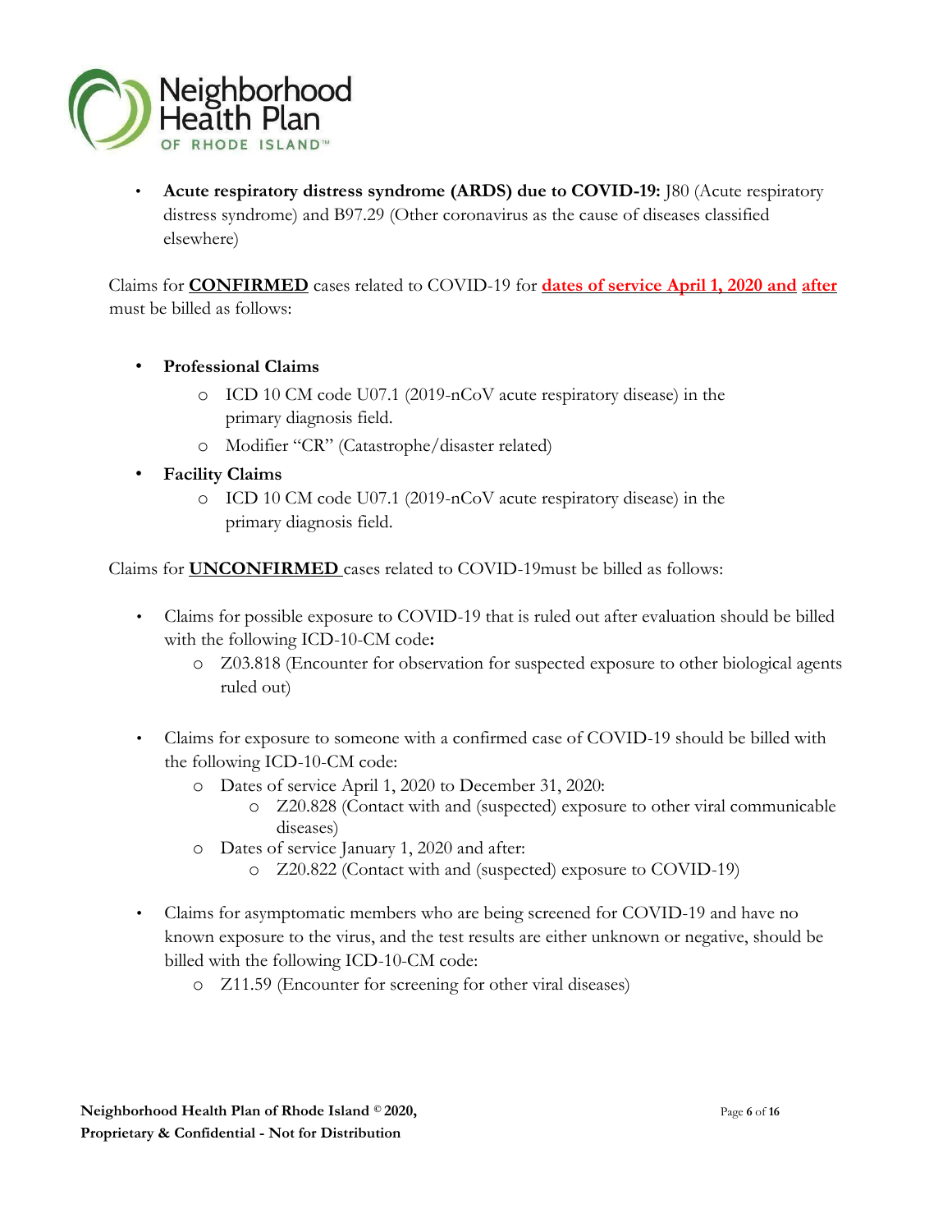- **Acute respiratory distress syndrome (ARDS) due to COVID-19:** J80 (Acute respiratory distress syndrome) and B97.29 (Other coronavirus as the cause of diseases classified elsewhere)

Claims for **CONFIRMED** cases related to COVID-19 for **dates of service April 1, 2020 and after** must be billed as follows:

- **Professional Claims**
  - ICD 10 CM code U07.1 (2019-nCoV acute respiratory disease) in the primary diagnosis field.
  - Modifier "CR" (Catastrophe/disaster related)
- **Facility Claims**
  - ICD 10 CM code U07.1 (2019-nCoV acute respiratory disease) in the primary diagnosis field.

Claims for **UNCONFIRMED** cases related to COVID-19must be billed as follows:

- Claims for possible exposure to COVID-19 that is ruled out after evaluation should be billed with the following ICD-10-CM code**:**
  - Z03.818 (Encounter for observation for suspected exposure to other biological agents ruled out)

- Claims for exposure to someone with a confirmed case of COVID-19 should be billed with the following ICD-10-CM code:
  - Dates of service April 1, 2020 to December 31, 2020:
    - Z20.828 (Contact with and (suspected) exposure to other viral communicable diseases)
  - Dates of service January 1, 2020 and after:
    - Z20.822 (Contact with and (suspected) exposure to COVID-19)

- Claims for asymptomatic members who are being screened for COVID-19 and have no known exposure to the virus, and the test results are either unknown or negative, should be billed with the following ICD-10-CM code:
  - Z11.59 (Encounter for screening for other viral diseases)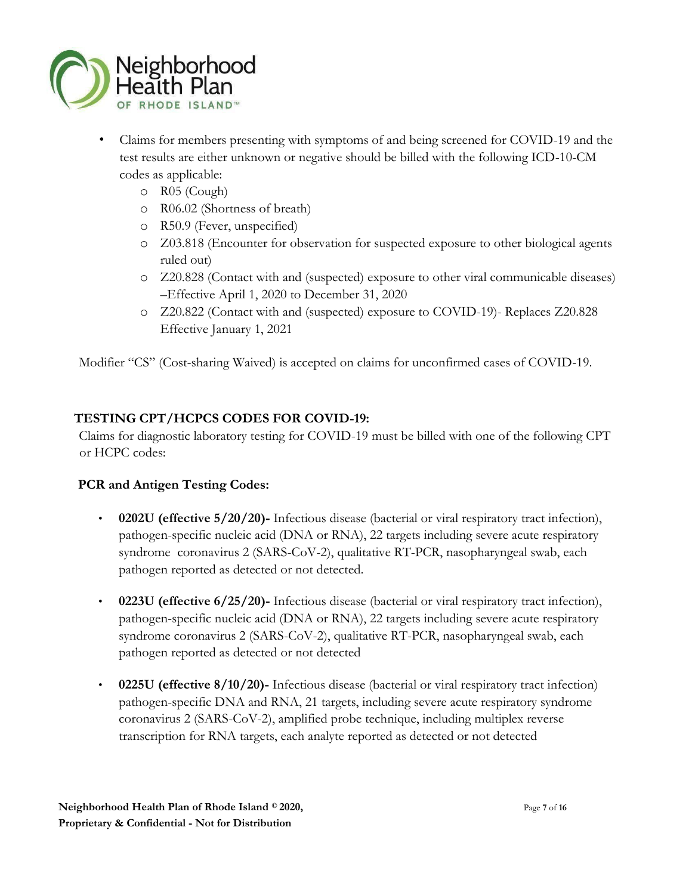- Claims for members presenting with symptoms of and being screened for COVID-19 and the test results are either unknown or negative should be billed with the following ICD-10-CM codes as applicable:
    - R05 (Cough)
    - R06.02 (Shortness of breath)
    - R50.9 (Fever, unspecified)
    - Z03.818 (Encounter for observation for suspected exposure to other biological agents ruled out)
    - Z20.828 (Contact with and (suspected) exposure to other viral communicable diseases) –Effective April 1, 2020 to December 31, 2020
    - Z20.822 (Contact with and (suspected) exposure to COVID-19)- Replaces Z20.828 Effective January 1, 2021

Modifier "CS" (Cost-sharing Waived) is accepted on claims for unconfirmed cases of COVID-19.

## TESTING CPT/HCPCS CODES FOR COVID-19:

Claims for diagnostic laboratory testing for COVID-19 must be billed with one of the following CPT or HCPC codes:

### PCR and Antigen Testing Codes:

- **0202U (effective 5/20/20)-** Infectious disease (bacterial or viral respiratory tract infection), pathogen-specific nucleic acid (DNA or RNA), 22 targets including severe acute respiratory syndrome coronavirus 2 (SARS-CoV-2), qualitative RT-PCR, nasopharyngeal swab, each pathogen reported as detected or not detected.

- **0223U (effective 6/25/20)-** Infectious disease (bacterial or viral respiratory tract infection), pathogen-specific nucleic acid (DNA or RNA), 22 targets including severe acute respiratory syndrome coronavirus 2 (SARS-CoV-2), qualitative RT-PCR, nasopharyngeal swab, each pathogen reported as detected or not detected

- **0225U (effective 8/10/20)-** Infectious disease (bacterial or viral respiratory tract infection) pathogen-specific DNA and RNA, 21 targets, including severe acute respiratory syndrome coronavirus 2 (SARS-CoV-2), amplified probe technique, including multiplex reverse transcription for RNA targets, each analyte reported as detected or not detected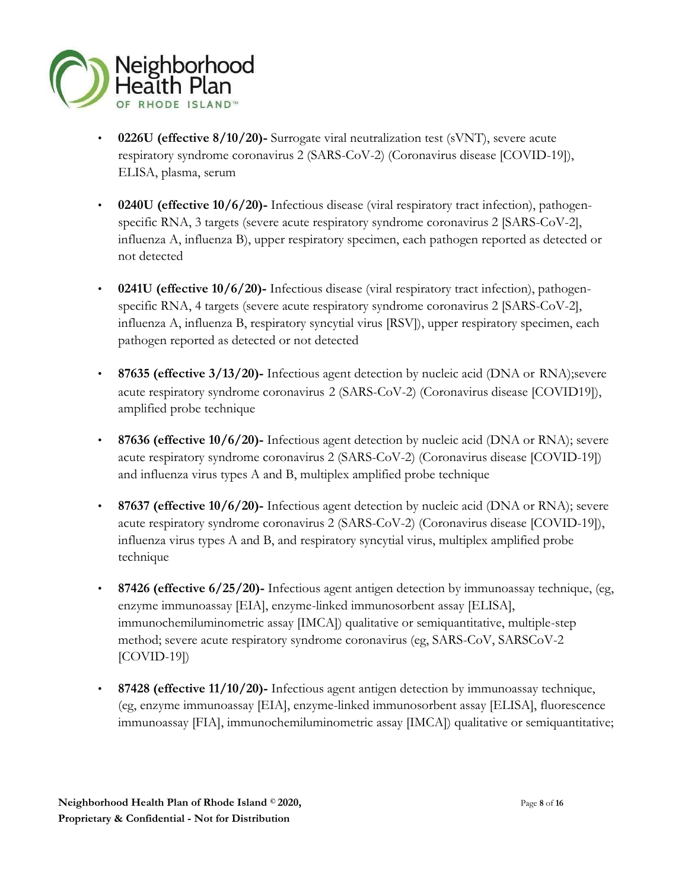- **0226U (effective 8/10/20)-** Surrogate viral neutralization test (sVNT), severe acute respiratory syndrome coronavirus 2 (SARS-CoV-2) (Coronavirus disease [COVID-19]), ELISA, plasma, serum

- **0240U (effective 10/6/20)-** Infectious disease (viral respiratory tract infection), pathogen-specific RNA, 3 targets (severe acute respiratory syndrome coronavirus 2 [SARS-CoV-2], influenza A, influenza B), upper respiratory specimen, each pathogen reported as detected or not detected

- **0241U (effective 10/6/20)-** Infectious disease (viral respiratory tract infection), pathogen-specific RNA, 4 targets (severe acute respiratory syndrome coronavirus 2 [SARS-CoV-2], influenza A, influenza B, respiratory syncytial virus [RSV]), upper respiratory specimen, each pathogen reported as detected or not detected

- **87635 (effective 3/13/20)-** Infectious agent detection by nucleic acid (DNA or RNA);severe acute respiratory syndrome coronavirus 2 (SARS-CoV-2) (Coronavirus disease [COVID19]), amplified probe technique

- **87636 (effective 10/6/20)-** Infectious agent detection by nucleic acid (DNA or RNA); severe acute respiratory syndrome coronavirus 2 (SARS-CoV-2) (Coronavirus disease [COVID-19]) and influenza virus types A and B, multiplex amplified probe technique

- **87637 (effective 10/6/20)-** Infectious agent detection by nucleic acid (DNA or RNA); severe acute respiratory syndrome coronavirus 2 (SARS-CoV-2) (Coronavirus disease [COVID-19]), influenza virus types A and B, and respiratory syncytial virus, multiplex amplified probe technique

- **87426 (effective 6/25/20)-** Infectious agent antigen detection by immunoassay technique, (eg, enzyme immunoassay [EIA], enzyme-linked immunosorbent assay [ELISA], immunochemiluminometric assay [IMCA]) qualitative or semiquantitative, multiple-step method; severe acute respiratory syndrome coronavirus (eg, SARS-CoV, SARSCoV-2 [COVID-19])

- **87428 (effective 11/10/20)-** Infectious agent antigen detection by immunoassay technique, (eg, enzyme immunoassay [EIA], enzyme-linked immunosorbent assay [ELISA], fluorescence immunoassay [FIA], immunochemiluminometric assay [IMCA]) qualitative or semiquantitative;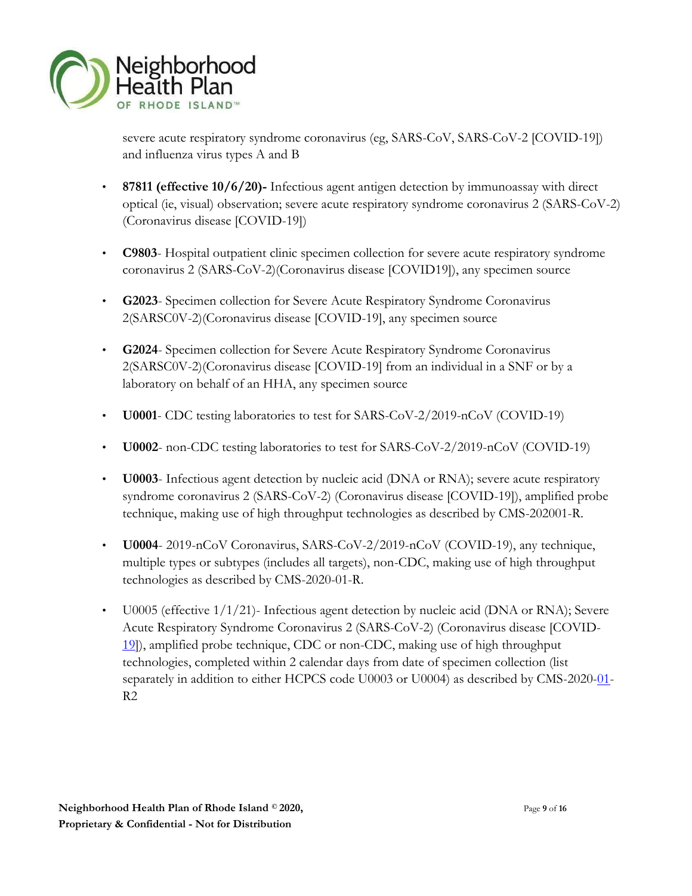severe acute respiratory syndrome coronavirus (eg, SARS-CoV, SARS-CoV-2 [COVID-19]) and influenza virus types A and B

- **87811 (effective 10/6/20)-** Infectious agent antigen detection by immunoassay with direct optical (ie, visual) observation; severe acute respiratory syndrome coronavirus 2 (SARS-CoV-2) (Coronavirus disease [COVID-19])
- **C9803**- Hospital outpatient clinic specimen collection for severe acute respiratory syndrome coronavirus 2 (SARS-CoV-2)(Coronavirus disease [COVID19]), any specimen source
- **G2023**- Specimen collection for Severe Acute Respiratory Syndrome Coronavirus 2(SARSC0V-2)(Coronavirus disease [COVID-19], any specimen source
- **G2024**- Specimen collection for Severe Acute Respiratory Syndrome Coronavirus 2(SARSC0V-2)(Coronavirus disease [COVID-19] from an individual in a SNF or by a laboratory on behalf of an HHA, any specimen source
- **U0001**- CDC testing laboratories to test for SARS-CoV-2/2019-nCoV (COVID-19)
- **U0002**- non-CDC testing laboratories to test for SARS-CoV-2/2019-nCoV (COVID-19)
- **U0003**- Infectious agent detection by nucleic acid (DNA or RNA); severe acute respiratory syndrome coronavirus 2 (SARS-CoV-2) (Coronavirus disease [COVID-19]), amplified probe technique, making use of high throughput technologies as described by CMS-202001-R.
- **U0004**- 2019-nCoV Coronavirus, SARS-CoV-2/2019-nCoV (COVID-19), any technique, multiple types or subtypes (includes all targets), non-CDC, making use of high throughput technologies as described by CMS-2020-01-R.
- U0005 (effective 1/1/21)- Infectious agent detection by nucleic acid (DNA or RNA); Severe Acute Respiratory Syndrome Coronavirus 2 (SARS-CoV-2) (Coronavirus disease [COVID-19]), amplified probe technique, CDC or non-CDC, making use of high throughput technologies, completed within 2 calendar days from date of specimen collection (list separately in addition to either HCPCS code U0003 or U0004) as described by CMS-2020-01-R2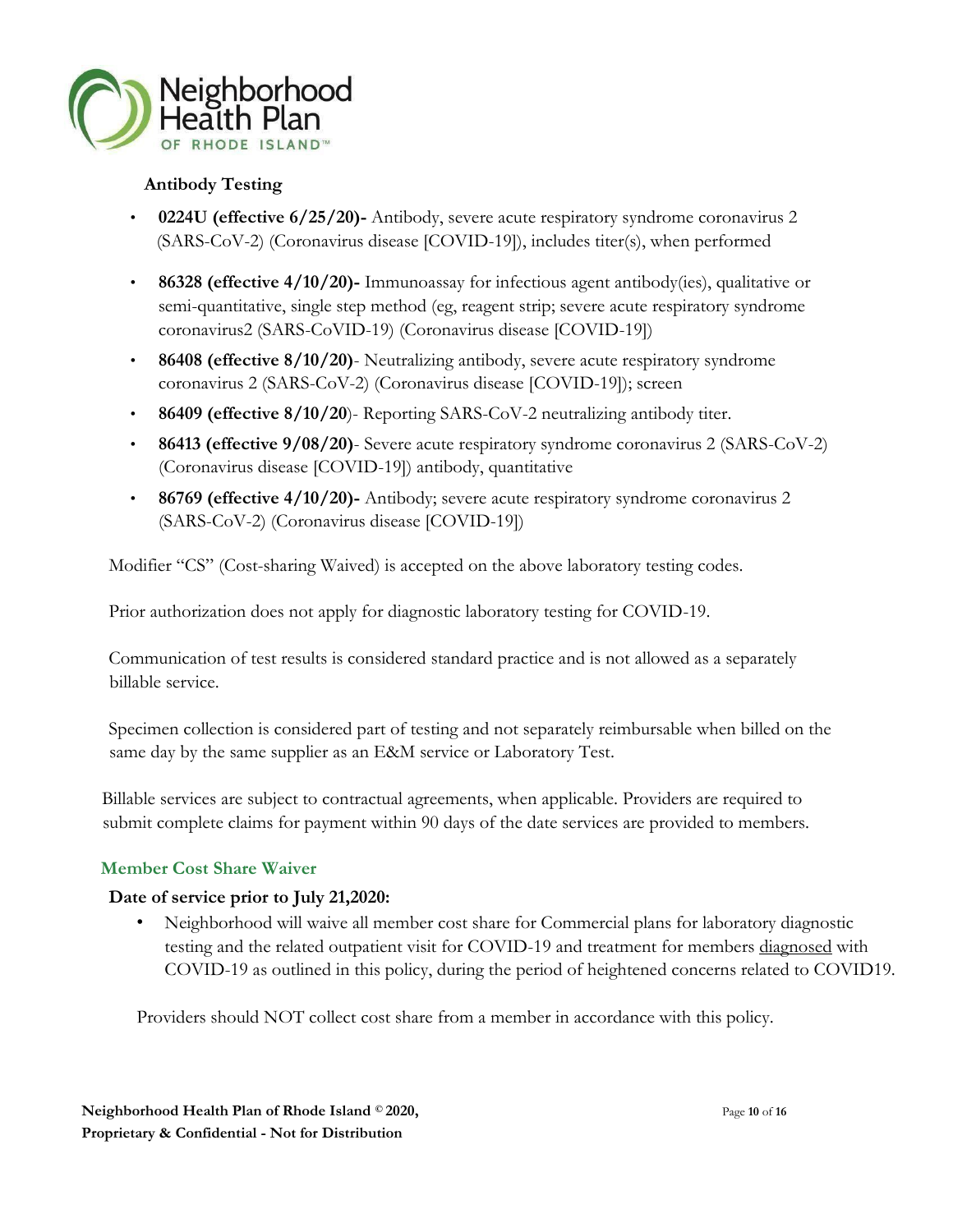### Antibody Testing

- **0224U (effective 6/25/20)-** Antibody, severe acute respiratory syndrome coronavirus 2 (SARS-CoV-2) (Coronavirus disease [COVID-19]), includes titer(s), when performed
- **86328 (effective 4/10/20)-** Immunoassay for infectious agent antibody(ies), qualitative or semi-quantitative, single step method (eg, reagent strip; severe acute respiratory syndrome coronavirus2 (SARS-CoVID-19) (Coronavirus disease [COVID-19])
- **86408 (effective 8/10/20)**- Neutralizing antibody, severe acute respiratory syndrome coronavirus 2 (SARS-CoV-2) (Coronavirus disease [COVID-19]); screen
- **86409 (effective 8/10/20**)- Reporting SARS-CoV-2 neutralizing antibody titer.
- **86413 (effective 9/08/20)**- Severe acute respiratory syndrome coronavirus 2 (SARS-CoV-2) (Coronavirus disease [COVID-19]) antibody, quantitative
- **86769 (effective 4/10/20)-** Antibody; severe acute respiratory syndrome coronavirus 2 (SARS-CoV-2) (Coronavirus disease [COVID-19])

Modifier "CS" (Cost-sharing Waived) is accepted on the above laboratory testing codes.

Prior authorization does not apply for diagnostic laboratory testing for COVID-19.

Communication of test results is considered standard practice and is not allowed as a separately billable service.

Specimen collection is considered part of testing and not separately reimbursable when billed on the same day by the same supplier as an E&M service or Laboratory Test.

Billable services are subject to contractual agreements, when applicable. Providers are required to submit complete claims for payment within 90 days of the date services are provided to members.

### Member Cost Share Waiver

**Date of service prior to July 21,2020:**

- Neighborhood will waive all member cost share for Commercial plans for laboratory diagnostic testing and the related outpatient visit for COVID-19 and treatment for members diagnosed with COVID-19 as outlined in this policy, during the period of heightened concerns related to COVID19.

Providers should NOT collect cost share from a member in accordance with this policy.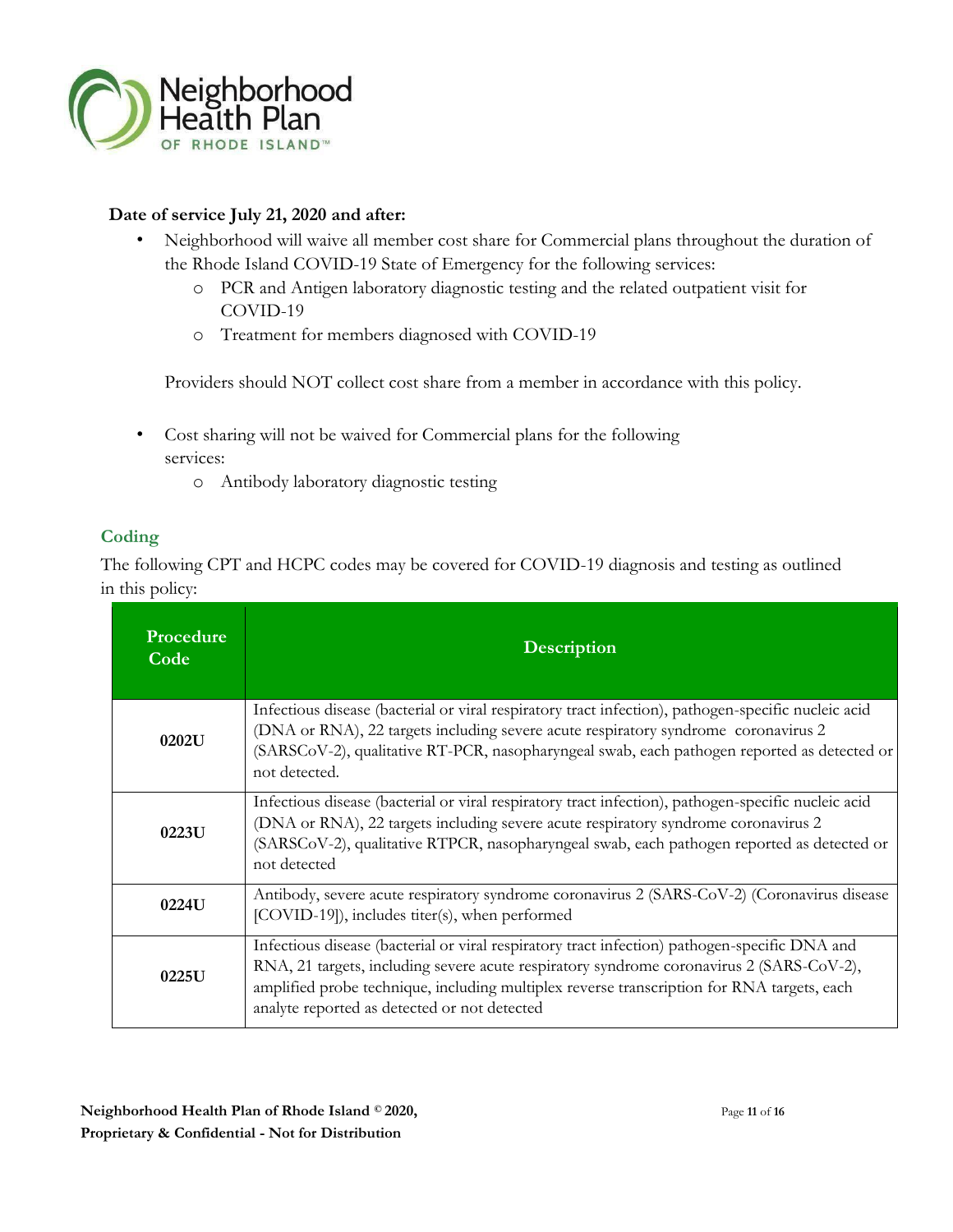**Date of service July 21, 2020 and after:**

- Neighborhood will waive all member cost share for Commercial plans throughout the duration of the Rhode Island COVID-19 State of Emergency for the following services:
  - PCR and Antigen laboratory diagnostic testing and the related outpatient visit for COVID-19
  - Treatment for members diagnosed with COVID-19

  Providers should NOT collect cost share from a member in accordance with this policy.

- Cost sharing will not be waived for Commercial plans for the following services:
  - Antibody laboratory diagnostic testing

## Coding

The following CPT and HCPC codes may be covered for COVID-19 diagnosis and testing as outlined in this policy:

| Procedure Code | Description |
|---|---|
| **0202U** | Infectious disease (bacterial or viral respiratory tract infection), pathogen-specific nucleic acid (DNA or RNA), 22 targets including severe acute respiratory syndrome coronavirus 2 (SARSCoV-2), qualitative RT-PCR, nasopharyngeal swab, each pathogen reported as detected or not detected. |
| **0223U** | Infectious disease (bacterial or viral respiratory tract infection), pathogen-specific nucleic acid (DNA or RNA), 22 targets including severe acute respiratory syndrome coronavirus 2 (SARSCoV-2), qualitative RTPCR, nasopharyngeal swab, each pathogen reported as detected or not detected |
| **0224U** | Antibody, severe acute respiratory syndrome coronavirus 2 (SARS-CoV-2) (Coronavirus disease [COVID-19]), includes titer(s), when performed |
| **0225U** | Infectious disease (bacterial or viral respiratory tract infection) pathogen-specific DNA and RNA, 21 targets, including severe acute respiratory syndrome coronavirus 2 (SARS-CoV-2), amplified probe technique, including multiplex reverse transcription for RNA targets, each analyte reported as detected or not detected |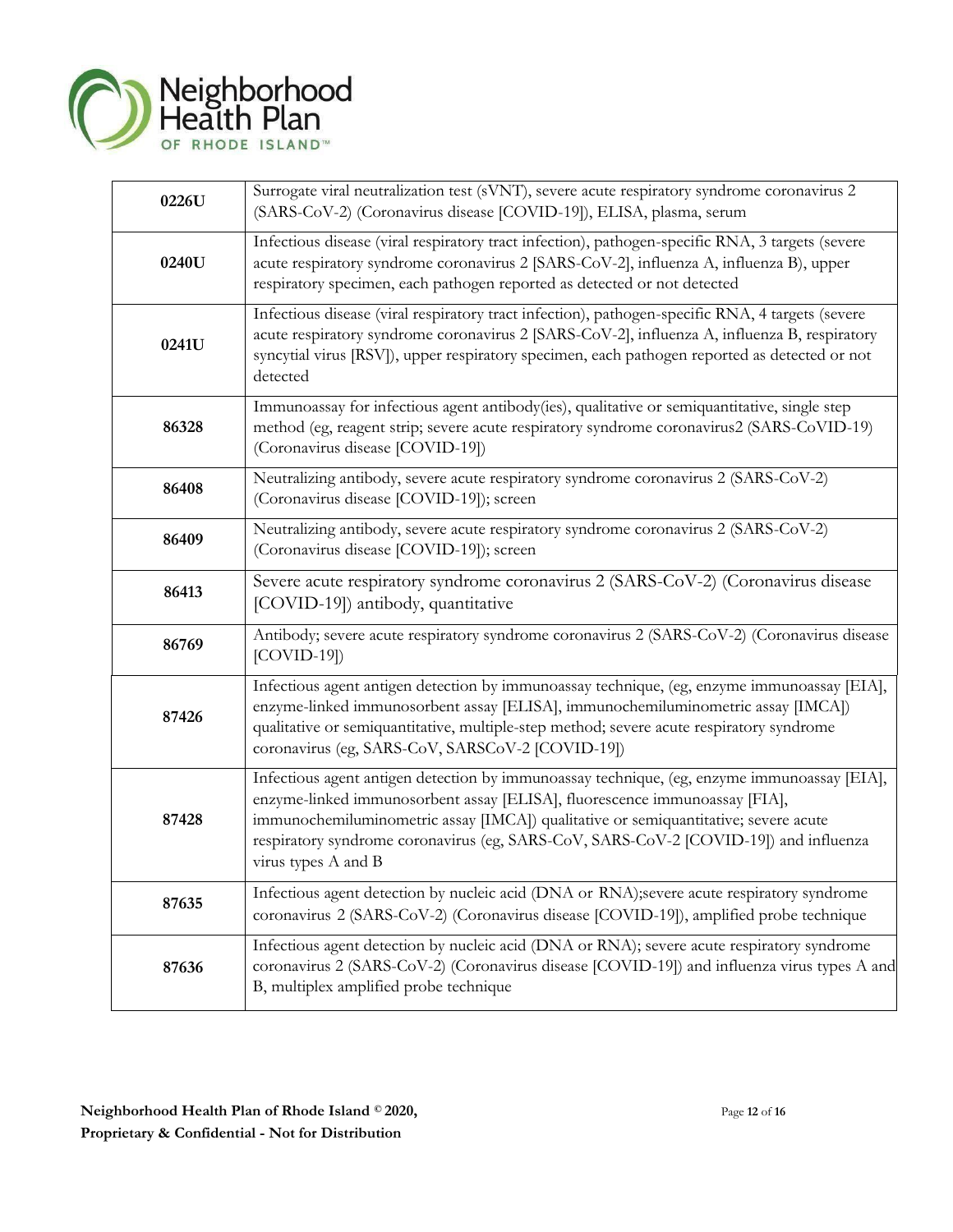| | |
|---|---|
| **0226U** | Surrogate viral neutralization test (sVNT), severe acute respiratory syndrome coronavirus 2 (SARS-CoV-2) (Coronavirus disease [COVID-19]), ELISA, plasma, serum |
| **0240U** | Infectious disease (viral respiratory tract infection), pathogen-specific RNA, 3 targets (severe acute respiratory syndrome coronavirus 2 [SARS-CoV-2], influenza A, influenza B), upper respiratory specimen, each pathogen reported as detected or not detected |
| **0241U** | Infectious disease (viral respiratory tract infection), pathogen-specific RNA, 4 targets (severe acute respiratory syndrome coronavirus 2 [SARS-CoV-2], influenza A, influenza B, respiratory syncytial virus [RSV]), upper respiratory specimen, each pathogen reported as detected or not detected |
| **86328** | Immunoassay for infectious agent antibody(ies), qualitative or semiquantitative, single step method (eg, reagent strip; severe acute respiratory syndrome coronavirus2 (SARS-CoVID-19) (Coronavirus disease [COVID-19]) |
| **86408** | Neutralizing antibody, severe acute respiratory syndrome coronavirus 2 (SARS-CoV-2) (Coronavirus disease [COVID-19]); screen |
| **86409** | Neutralizing antibody, severe acute respiratory syndrome coronavirus 2 (SARS-CoV-2) (Coronavirus disease [COVID-19]); screen |
| **86413** | Severe acute respiratory syndrome coronavirus 2 (SARS-CoV-2) (Coronavirus disease [COVID-19]) antibody, quantitative |
| **86769** | Antibody; severe acute respiratory syndrome coronavirus 2 (SARS-CoV-2) (Coronavirus disease [COVID-19]) |
| **87426** | Infectious agent antigen detection by immunoassay technique, (eg, enzyme immunoassay [EIA], enzyme-linked immunosorbent assay [ELISA], immunochemiluminometric assay [IMCA]) qualitative or semiquantitative, multiple-step method; severe acute respiratory syndrome coronavirus (eg, SARS-CoV, SARSCoV-2 [COVID-19]) |
| **87428** | Infectious agent antigen detection by immunoassay technique, (eg, enzyme immunoassay [EIA], enzyme-linked immunosorbent assay [ELISA], fluorescence immunoassay [FIA], immunochemiluminometric assay [IMCA]) qualitative or semiquantitative; severe acute respiratory syndrome coronavirus (eg, SARS-CoV, SARS-CoV-2 [COVID-19]) and influenza virus types A and B |
| **87635** | Infectious agent detection by nucleic acid (DNA or RNA);severe acute respiratory syndrome coronavirus 2 (SARS-CoV-2) (Coronavirus disease [COVID-19]), amplified probe technique |
| **87636** | Infectious agent detection by nucleic acid (DNA or RNA); severe acute respiratory syndrome coronavirus 2 (SARS-CoV-2) (Coronavirus disease [COVID-19]) and influenza virus types A and B, multiplex amplified probe technique |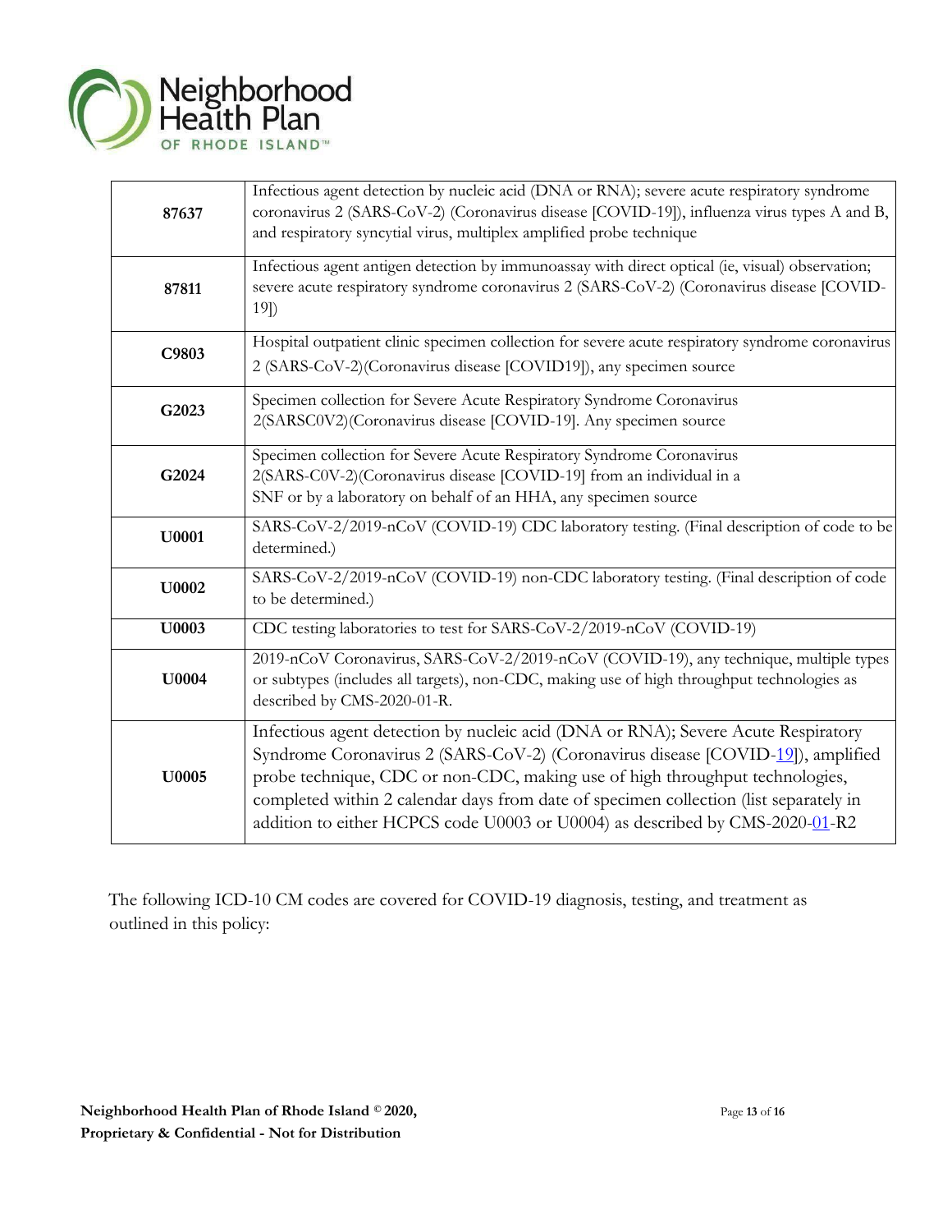| | |
|---|---|
| **87637** | Infectious agent detection by nucleic acid (DNA or RNA); severe acute respiratory syndrome coronavirus 2 (SARS-CoV-2) (Coronavirus disease [COVID-19]), influenza virus types A and B, and respiratory syncytial virus, multiplex amplified probe technique |
| **87811** | Infectious agent antigen detection by immunoassay with direct optical (ie, visual) observation; severe acute respiratory syndrome coronavirus 2 (SARS-CoV-2) (Coronavirus disease [COVID-19]) |
| **C9803** | Hospital outpatient clinic specimen collection for severe acute respiratory syndrome coronavirus 2 (SARS-CoV-2)(Coronavirus disease [COVID19]), any specimen source |
| **G2023** | Specimen collection for Severe Acute Respiratory Syndrome Coronavirus 2(SARSC0V2)(Coronavirus disease [COVID-19]. Any specimen source |
| **G2024** | Specimen collection for Severe Acute Respiratory Syndrome Coronavirus 2(SARS-C0V-2)(Coronavirus disease [COVID-19] from an individual in a SNF or by a laboratory on behalf of an HHA, any specimen source |
| **U0001** | SARS-CoV-2/2019-nCoV (COVID-19) CDC laboratory testing. (Final description of code to be determined.) |
| **U0002** | SARS-CoV-2/2019-nCoV (COVID-19) non-CDC laboratory testing. (Final description of code to be determined.) |
| **U0003** | CDC testing laboratories to test for SARS-CoV-2/2019-nCoV (COVID-19) |
| **U0004** | 2019-nCoV Coronavirus, SARS-CoV-2/2019-nCoV (COVID-19), any technique, multiple types or subtypes (includes all targets), non-CDC, making use of high throughput technologies as described by CMS-2020-01-R. |
| **U0005** | Infectious agent detection by nucleic acid (DNA or RNA); Severe Acute Respiratory Syndrome Coronavirus 2 (SARS-CoV-2) (Coronavirus disease [COVID-19]), amplified probe technique, CDC or non-CDC, making use of high throughput technologies, completed within 2 calendar days from date of specimen collection (list separately in addition to either HCPCS code U0003 or U0004) as described by CMS-2020-01-R2 |

The following ICD-10 CM codes are covered for COVID-19 diagnosis, testing, and treatment as outlined in this policy: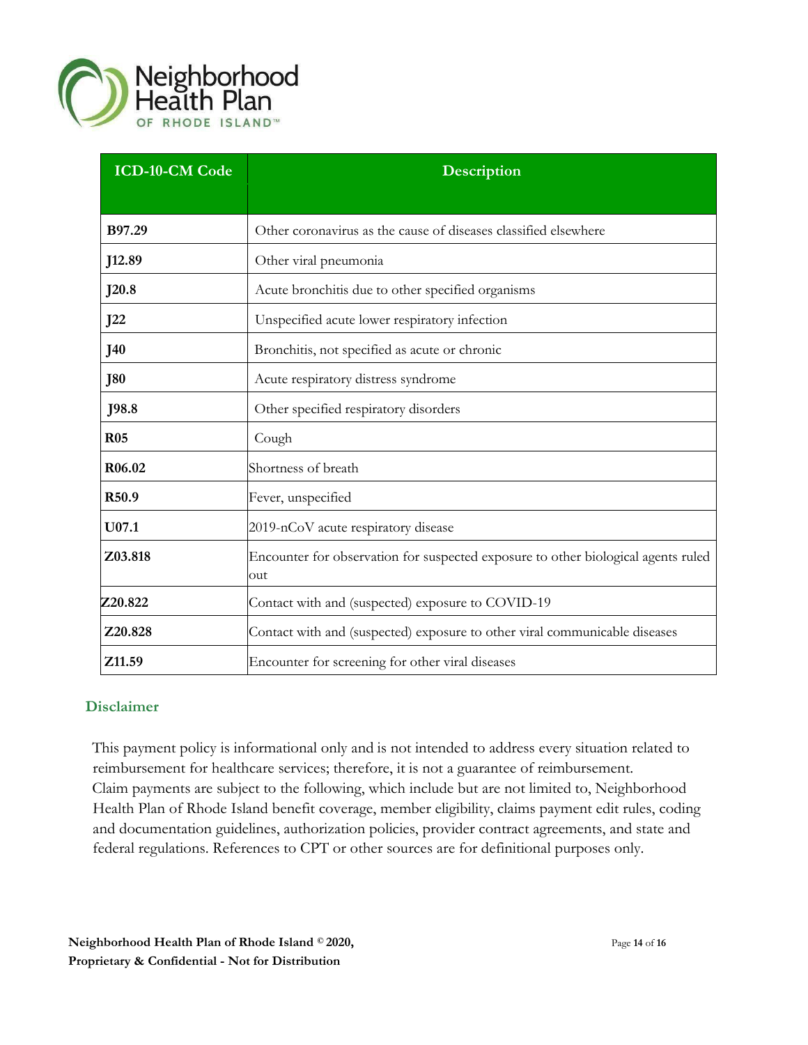| ICD-10-CM Code | Description |
|---|---|
| **B97.29** | Other coronavirus as the cause of diseases classified elsewhere |
| **J12.89** | Other viral pneumonia |
| **J20.8** | Acute bronchitis due to other specified organisms |
| **J22** | Unspecified acute lower respiratory infection |
| **J40** | Bronchitis, not specified as acute or chronic |
| **J80** | Acute respiratory distress syndrome |
| **J98.8** | Other specified respiratory disorders |
| **R05** | Cough |
| **R06.02** | Shortness of breath |
| **R50.9** | Fever, unspecified |
| **U07.1** | 2019-nCoV acute respiratory disease |
| **Z03.818** | Encounter for observation for suspected exposure to other biological agents ruled out |
| **Z20.822** | Contact with and (suspected) exposure to COVID-19 |
| **Z20.828** | Contact with and (suspected) exposure to other viral communicable diseases |
| **Z11.59** | Encounter for screening for other viral diseases |

## Disclaimer

This payment policy is informational only and is not intended to address every situation related to reimbursement for healthcare services; therefore, it is not a guarantee of reimbursement. Claim payments are subject to the following, which include but are not limited to, Neighborhood Health Plan of Rhode Island benefit coverage, member eligibility, claims payment edit rules, coding and documentation guidelines, authorization policies, provider contract agreements, and state and federal regulations. References to CPT or other sources are for definitional purposes only.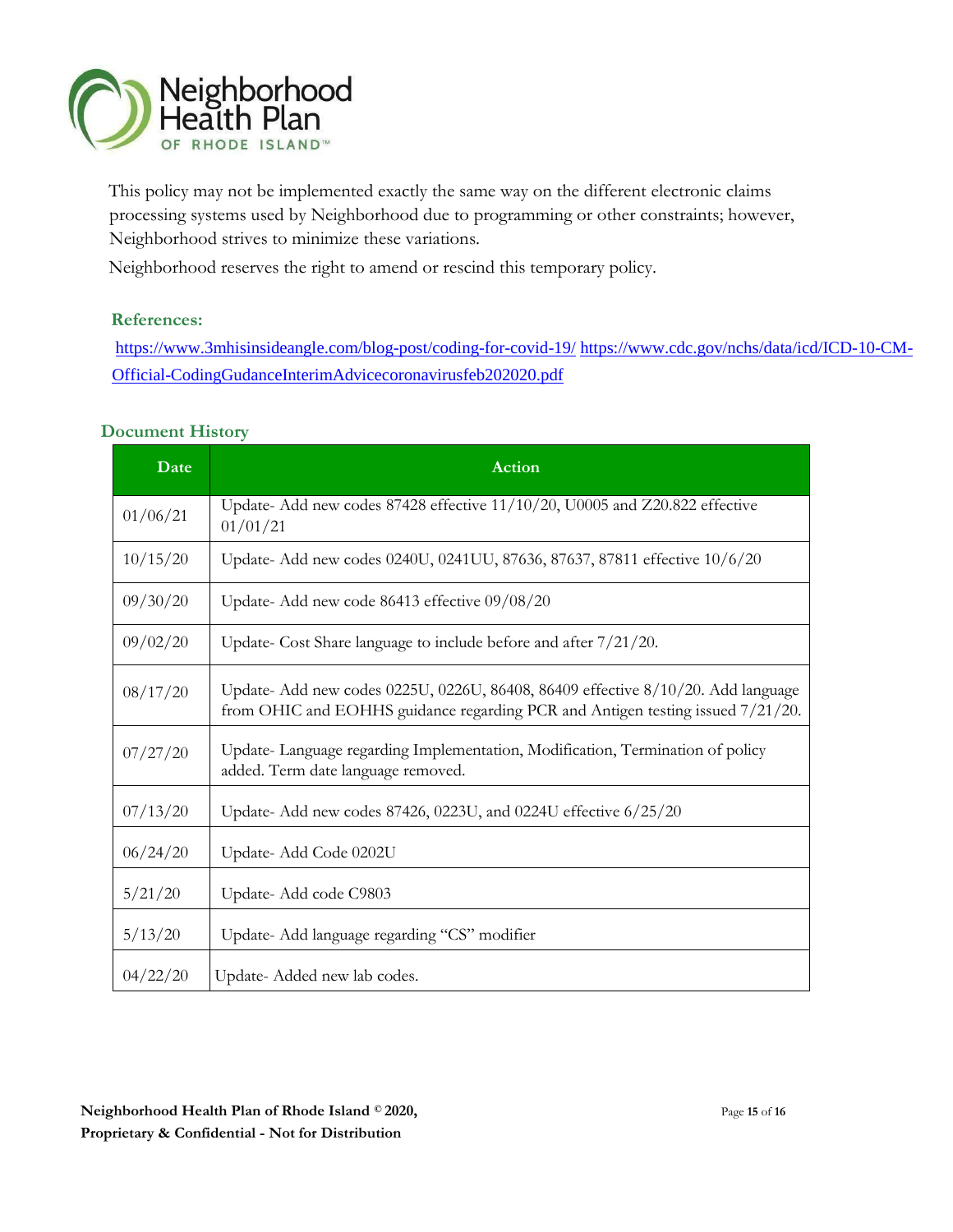This policy may not be implemented exactly the same way on the different electronic claims processing systems used by Neighborhood due to programming or other constraints; however, Neighborhood strives to minimize these variations.

Neighborhood reserves the right to amend or rescind this temporary policy.

### References:

https://www.3mhisinsideangle.com/blog-post/coding-for-covid-19/ https://www.cdc.gov/nchs/data/icd/ICD-10-CM-Official-CodingGudanceInterimAdvicecoronavirusfeb202020.pdf

### Document History

| Date | Action |
|---|---|
| 01/06/21 | Update- Add new codes 87428 effective 11/10/20, U0005 and Z20.822 effective 01/01/21 |
| 10/15/20 | Update- Add new codes 0240U, 0241UU, 87636, 87637, 87811 effective 10/6/20 |
| 09/30/20 | Update- Add new code 86413 effective 09/08/20 |
| 09/02/20 | Update- Cost Share language to include before and after 7/21/20. |
| 08/17/20 | Update- Add new codes 0225U, 0226U, 86408, 86409 effective 8/10/20. Add language from OHIC and EOHHS guidance regarding PCR and Antigen testing issued 7/21/20. |
| 07/27/20 | Update- Language regarding Implementation, Modification, Termination of policy added. Term date language removed. |
| 07/13/20 | Update- Add new codes 87426, 0223U, and 0224U effective 6/25/20 |
| 06/24/20 | Update- Add Code 0202U |
| 5/21/20 | Update- Add code C9803 |
| 5/13/20 | Update- Add language regarding "CS" modifier |
| 04/22/20 | Update- Added new lab codes. |

**Neighborhood Health Plan of Rhode Island © 2020,**
**Proprietary & Confidential - Not for Distribution**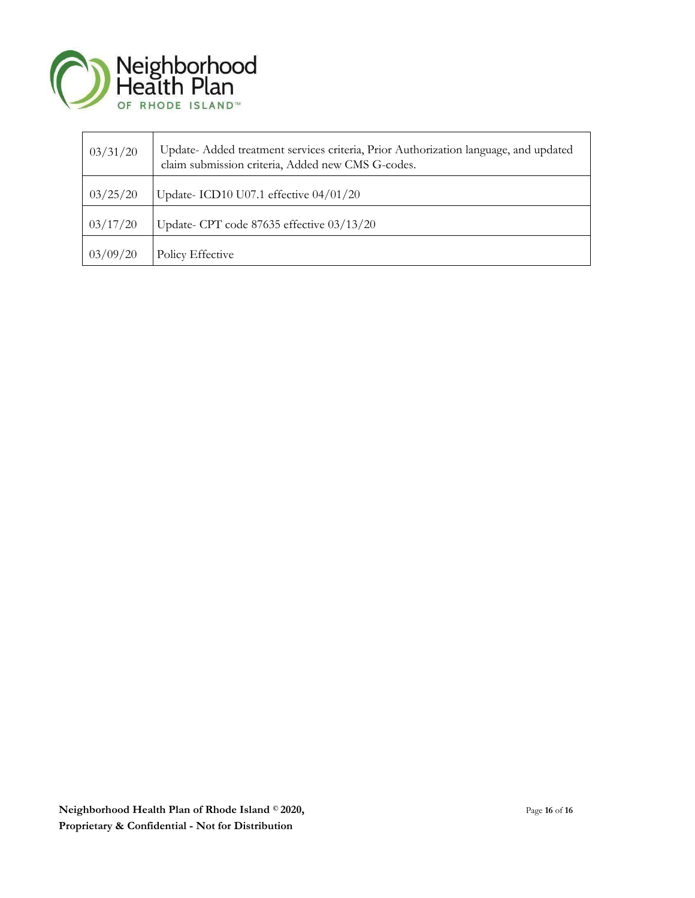| | |
|---|---|
| 03/31/20 | Update- Added treatment services criteria, Prior Authorization language, and updated claim submission criteria, Added new CMS G-codes. |
| 03/25/20 | Update- ICD10 U07.1 effective 04/01/20 |
| 03/17/20 | Update- CPT code 87635 effective 03/13/20 |
| 03/09/20 | Policy Effective |

**Neighborhood Health Plan of Rhode Island © 2020,**
**Proprietary & Confidential - Not for Distribution**